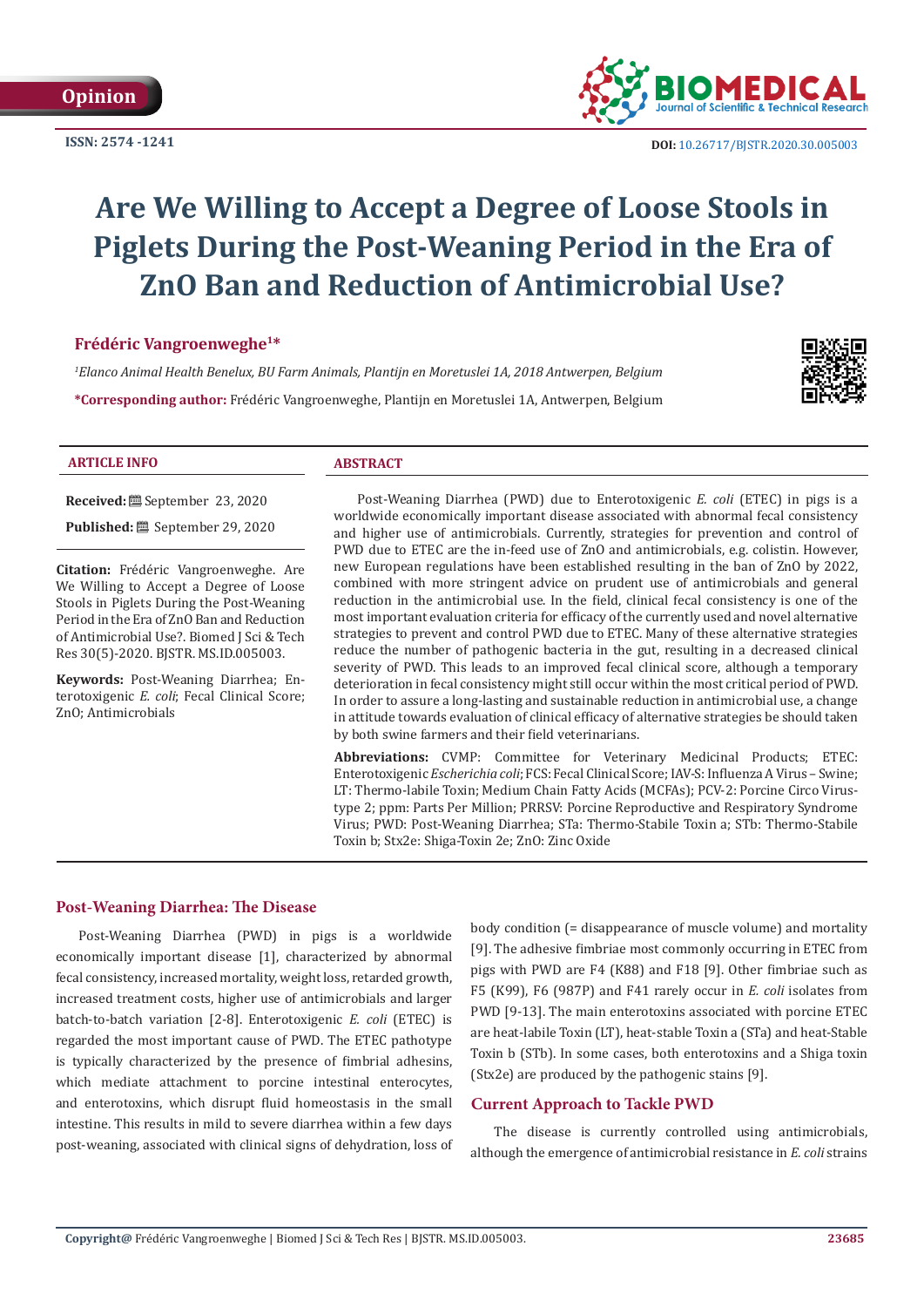Opinion

ISSN: 2574 -1241

DOI: 10.26717/BJSTR.2020.30.005003

# Are We Willing to Accept a Degree of Loose Stools in Piglets During the Post-Weaning Period in the Era of ZnO Ban and Reduction of Antimicrobial Use?

**Frédéric Vangroenweghe[1]***

[1]*Elanco Animal Health Benelux, BU Farm Animals, Plantijn en Moretuslei 1A, 2018 Antwerpen, Belgium*

**\*Corresponding author:** Frédéric Vangroenweghe, Plantijn en Moretuslei 1A, Antwerpen, Belgium

## ARTICLE INFO

**Received:** September 23, 2020

**Published:** September 29, 2020

**Citation:** Frédéric Vangroenweghe. Are We Willing to Accept a Degree of Loose Stools in Piglets During the Post-Weaning Period in the Era of ZnO Ban and Reduction of Antimicrobial Use?. Biomed J Sci & Tech Res 30(5)-2020. BJSTR. MS.ID.005003.

**Keywords:** Post-Weaning Diarrhea; Enterotoxigenic *E. coli*; Fecal Clinical Score; ZnO; Antimicrobials

## ABSTRACT

Post-Weaning Diarrhea (PWD) due to Enterotoxigenic *E. coli* (ETEC) in pigs is a worldwide economically important disease associated with abnormal fecal consistency and higher use of antimicrobials. Currently, strategies for prevention and control of PWD due to ETEC are the in-feed use of ZnO and antimicrobials, e.g. colistin. However, new European regulations have been established resulting in the ban of ZnO by 2022, combined with more stringent advice on prudent use of antimicrobials and general reduction in the antimicrobial use. In the field, clinical fecal consistency is one of the most important evaluation criteria for efficacy of the currently used and novel alternative strategies to prevent and control PWD due to ETEC. Many of these alternative strategies reduce the number of pathogenic bacteria in the gut, resulting in a decreased clinical severity of PWD. This leads to an improved fecal clinical score, although a temporary deterioration in fecal consistency might still occur within the most critical period of PWD. In order to assure a long-lasting and sustainable reduction in antimicrobial use, a change in attitude towards evaluation of clinical efficacy of alternative strategies be should taken by both swine farmers and their field veterinarians.

**Abbreviations:** CVMP: Committee for Veterinary Medicinal Products; ETEC: Enterotoxigenic *Escherichia coli*; FCS: Fecal Clinical Score; IAV-S: Influenza A Virus – Swine; LT: Thermo-labile Toxin; Medium Chain Fatty Acids (MCFAs); PCV-2: Porcine Circo Virus-type 2; ppm: Parts Per Million; PRRSV: Porcine Reproductive and Respiratory Syndrome Virus; PWD: Post-Weaning Diarrhea; STa: Thermo-Stabile Toxin a; STb: Thermo-Stabile Toxin b; Stx2e: Shiga-Toxin 2e; ZnO: Zinc Oxide

## Post-Weaning Diarrhea: The Disease

Post-Weaning Diarrhea (PWD) in pigs is a worldwide economically important disease [1], characterized by abnormal fecal consistency, increased mortality, weight loss, retarded growth, increased treatment costs, higher use of antimicrobials and larger batch-to-batch variation [2-8]. Enterotoxigenic *E. coli* (ETEC) is regarded the most important cause of PWD. The ETEC pathotype is typically characterized by the presence of fimbrial adhesins, which mediate attachment to porcine intestinal enterocytes, and enterotoxins, which disrupt fluid homeostasis in the small intestine. This results in mild to severe diarrhea within a few days post-weaning, associated with clinical signs of dehydration, loss of body condition (= disappearance of muscle volume) and mortality [9]. The adhesive fimbriae most commonly occurring in ETEC from pigs with PWD are F4 (K88) and F18 [9]. Other fimbriae such as F5 (K99), F6 (987P) and F41 rarely occur in *E. coli* isolates from PWD [9-13]. The main enterotoxins associated with porcine ETEC are heat-labile Toxin (LT), heat-stable Toxin a (STa) and heat-Stable Toxin b (STb). In some cases, both enterotoxins and a Shiga toxin (Stx2e) are produced by the pathogenic stains [9].

## Current Approach to Tackle PWD

The disease is currently controlled using antimicrobials, although the emergence of antimicrobial resistance in *E. coli* strains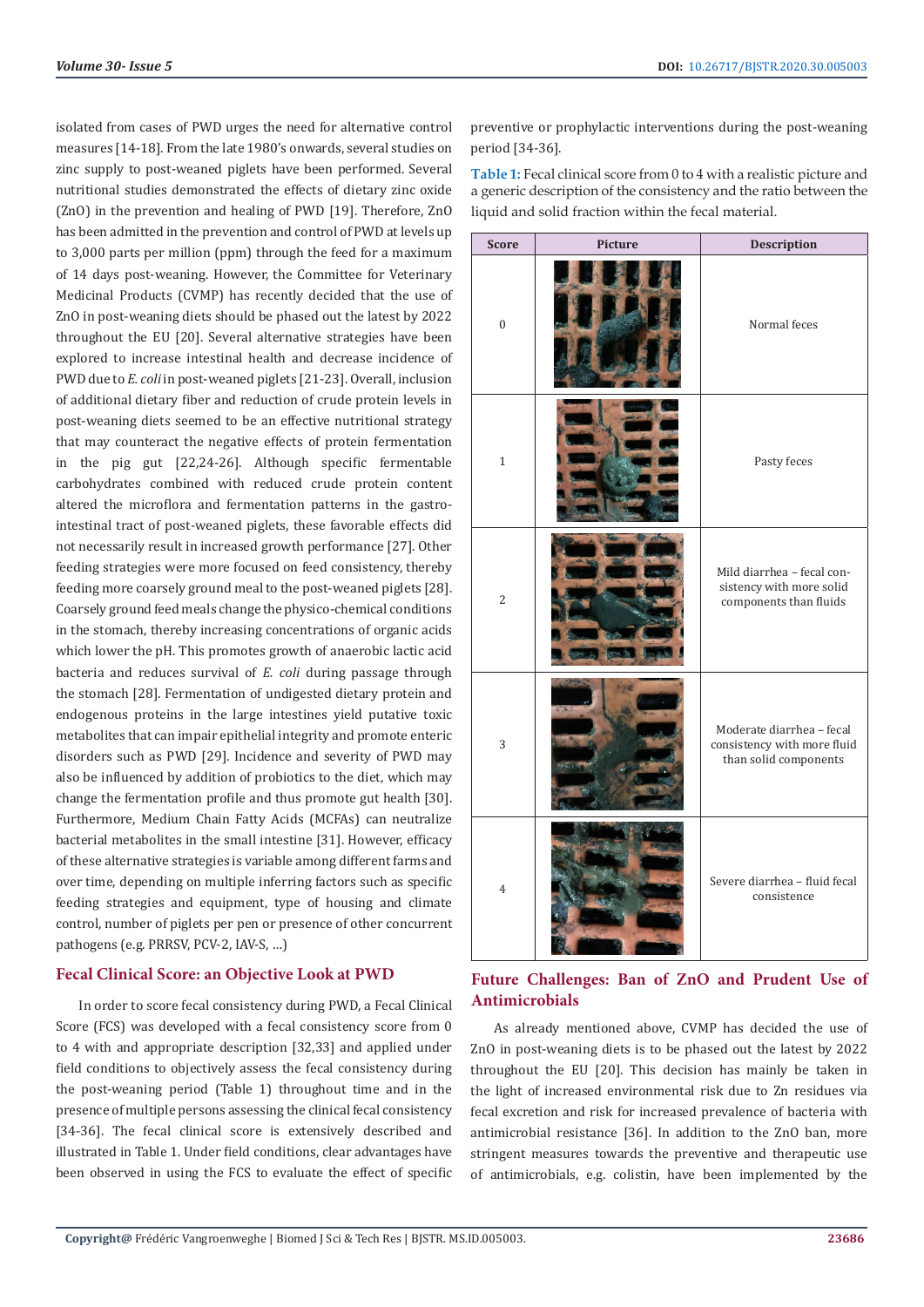isolated from cases of PWD urges the need for alternative control measures [14-18]. From the late 1980's onwards, several studies on zinc supply to post-weaned piglets have been performed. Several nutritional studies demonstrated the effects of dietary zinc oxide (ZnO) in the prevention and healing of PWD [19]. Therefore, ZnO has been admitted in the prevention and control of PWD at levels up to 3,000 parts per million (ppm) through the feed for a maximum of 14 days post-weaning. However, the Committee for Veterinary Medicinal Products (CVMP) has recently decided that the use of ZnO in post-weaning diets should be phased out the latest by 2022 throughout the EU [20]. Several alternative strategies have been explored to increase intestinal health and decrease incidence of PWD due to *E. coli* in post-weaned piglets [21-23]. Overall, inclusion of additional dietary fiber and reduction of crude protein levels in post-weaning diets seemed to be an effective nutritional strategy that may counteract the negative effects of protein fermentation in the pig gut [22,24-26]. Although specific fermentable carbohydrates combined with reduced crude protein content altered the microflora and fermentation patterns in the gastro-intestinal tract of post-weaned piglets, these favorable effects did not necessarily result in increased growth performance [27]. Other feeding strategies were more focused on feed consistency, thereby feeding more coarsely ground meal to the post-weaned piglets [28]. Coarsely ground feed meals change the physico-chemical conditions in the stomach, thereby increasing concentrations of organic acids which lower the pH. This promotes growth of anaerobic lactic acid bacteria and reduces survival of *E. coli* during passage through the stomach [28]. Fermentation of undigested dietary protein and endogenous proteins in the large intestines yield putative toxic metabolites that can impair epithelial integrity and promote enteric disorders such as PWD [29]. Incidence and severity of PWD may also be influenced by addition of probiotics to the diet, which may change the fermentation profile and thus promote gut health [30]. Furthermore, Medium Chain Fatty Acids (MCFAs) can neutralize bacterial metabolites in the small intestine [31]. However, efficacy of these alternative strategies is variable among different farms and over time, depending on multiple inferring factors such as specific feeding strategies and equipment, type of housing and climate control, number of piglets per pen or presence of other concurrent pathogens (e.g. PRRSV, PCV-2, IAV-S, …)

## Fecal Clinical Score: an Objective Look at PWD

In order to score fecal consistency during PWD, a Fecal Clinical Score (FCS) was developed with a fecal consistency score from 0 to 4 with and appropriate description [32,33] and applied under field conditions to objectively assess the fecal consistency during the post-weaning period (Table 1) throughout time and in the presence of multiple persons assessing the clinical fecal consistency [34-36]. The fecal clinical score is extensively described and illustrated in Table 1. Under field conditions, clear advantages have been observed in using the FCS to evaluate the effect of specific preventive or prophylactic interventions during the post-weaning period [34-36].

**Table 1:** Fecal clinical score from 0 to 4 with a realistic picture and a generic description of the consistency and the ratio between the liquid and solid fraction within the fecal material.

| Score | Picture | Description |
|---|---|---|
| 0 | | Normal feces |
| 1 | | Pasty feces |
| 2 | | Mild diarrhea – fecal consistency with more solid components than fluids |
| 3 | | Moderate diarrhea – fecal consistency with more fluid than solid components |
| 4 | | Severe diarrhea – fluid fecal consistence |

## Future Challenges: Ban of ZnO and Prudent Use of Antimicrobials

As already mentioned above, CVMP has decided the use of ZnO in post-weaning diets is to be phased out the latest by 2022 throughout the EU [20]. This decision has mainly be taken in the light of increased environmental risk due to Zn residues via fecal excretion and risk for increased prevalence of bacteria with antimicrobial resistance [36]. In addition to the ZnO ban, more stringent measures towards the preventive and therapeutic use of antimicrobials, e.g. colistin, have been implemented by the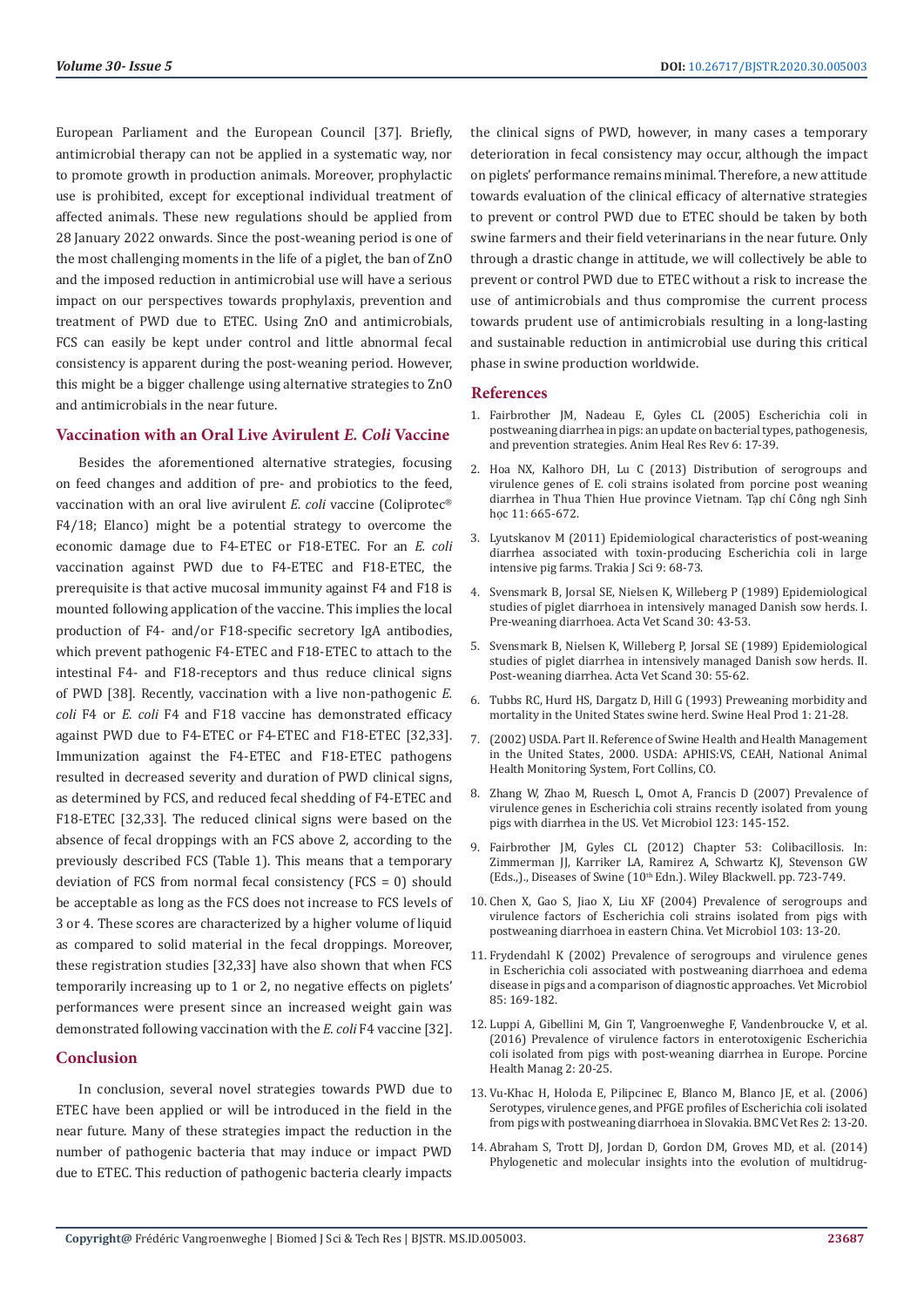European Parliament and the European Council [37]. Briefly, antimicrobial therapy can not be applied in a systematic way, nor to promote growth in production animals. Moreover, prophylactic use is prohibited, except for exceptional individual treatment of affected animals. These new regulations should be applied from 28 January 2022 onwards. Since the post-weaning period is one of the most challenging moments in the life of a piglet, the ban of ZnO and the imposed reduction in antimicrobial use will have a serious impact on our perspectives towards prophylaxis, prevention and treatment of PWD due to ETEC. Using ZnO and antimicrobials, FCS can easily be kept under control and little abnormal fecal consistency is apparent during the post-weaning period. However, this might be a bigger challenge using alternative strategies to ZnO and antimicrobials in the near future.

## Vaccination with an Oral Live Avirulent *E. Coli* Vaccine

Besides the aforementioned alternative strategies, focusing on feed changes and addition of pre- and probiotics to the feed, vaccination with an oral live avirulent *E. coli* vaccine (Coliprotec® F4/18; Elanco) might be a potential strategy to overcome the economic damage due to F4-ETEC or F18-ETEC. For an *E. coli* vaccination against PWD due to F4-ETEC and F18-ETEC, the prerequisite is that active mucosal immunity against F4 and F18 is mounted following application of the vaccine. This implies the local production of F4- and/or F18-specific secretory IgA antibodies, which prevent pathogenic F4-ETEC and F18-ETEC to attach to the intestinal F4- and F18-receptors and thus reduce clinical signs of PWD [38]. Recently, vaccination with a live non-pathogenic *E. coli* F4 or *E. coli* F4 and F18 vaccine has demonstrated efficacy against PWD due to F4-ETEC or F4-ETEC and F18-ETEC [32,33]. Immunization against the F4-ETEC and F18-ETEC pathogens resulted in decreased severity and duration of PWD clinical signs, as determined by FCS, and reduced fecal shedding of F4-ETEC and F18-ETEC [32,33]. The reduced clinical signs were based on the absence of fecal droppings with an FCS above 2, according to the previously described FCS (Table 1). This means that a temporary deviation of FCS from normal fecal consistency (FCS = 0) should be acceptable as long as the FCS does not increase to FCS levels of 3 or 4. These scores are characterized by a higher volume of liquid as compared to solid material in the fecal droppings. Moreover, these registration studies [32,33] have also shown that when FCS temporarily increasing up to 1 or 2, no negative effects on piglets' performances were present since an increased weight gain was demonstrated following vaccination with the *E. coli* F4 vaccine [32].

## Conclusion

In conclusion, several novel strategies towards PWD due to ETEC have been applied or will be introduced in the field in the near future. Many of these strategies impact the reduction in the number of pathogenic bacteria that may induce or impact PWD due to ETEC. This reduction of pathogenic bacteria clearly impacts the clinical signs of PWD, however, in many cases a temporary deterioration in fecal consistency may occur, although the impact on piglets' performance remains minimal. Therefore, a new attitude towards evaluation of the clinical efficacy of alternative strategies to prevent or control PWD due to ETEC should be taken by both swine farmers and their field veterinarians in the near future. Only through a drastic change in attitude, we will collectively be able to prevent or control PWD due to ETEC without a risk to increase the use of antimicrobials and thus compromise the current process towards prudent use of antimicrobials resulting in a long-lasting and sustainable reduction in antimicrobial use during this critical phase in swine production worldwide.

## References

1. Fairbrother JM, Nadeau E, Gyles CL (2005) Escherichia coli in postweaning diarrhea in pigs: an update on bacterial types, pathogenesis, and prevention strategies. Anim Heal Res Rev 6: 17-39.
2. Hoa NX, Kalhoro DH, Lu C (2013) Distribution of serogroups and virulence genes of E. coli strains isolated from porcine post weaning diarrhea in Thua Thien Hue province Vietnam. Tạp chí Công ngh Sinh học 11: 665-672.
3. Lyutskanov M (2011) Epidemiological characteristics of post-weaning diarrhea associated with toxin-producing Escherichia coli in large intensive pig farms. Trakia J Sci 9: 68-73.
4. Svensmark B, Jorsal SE, Nielsen K, Willeberg P (1989) Epidemiological studies of piglet diarrhoea in intensively managed Danish sow herds. I. Pre-weaning diarrhoea. Acta Vet Scand 30: 43-53.
5. Svensmark B, Nielsen K, Willeberg P, Jorsal SE (1989) Epidemiological studies of piglet diarrhoea in intensively managed Danish sow herds. II. Post-weaning diarrhea. Acta Vet Scand 30: 55-62.
6. Tubbs RC, Hurd HS, Dargatz D, Hill G (1993) Preweaning morbidity and mortality in the United States swine herd. Swine Heal Prod 1: 21-28.
7. (2002) USDA. Part II. Reference of Swine Health and Health Management in the United States, 2000. USDA: APHIS:VS, CEAH, National Animal Health Monitoring System, Fort Collins, CO.
8. Zhang W, Zhao M, Ruesch L, Omot A, Francis D (2007) Prevalence of virulence genes in Escherichia coli strains recently isolated from young pigs with diarrhea in the US. Vet Microbiol 123: 145-152.
9. Fairbrother JM, Gyles CL (2012) Chapter 53: Colibacillosis. In: Zimmerman JJ, Karriker LA, Ramirez A, Schwartz KJ, Stevenson GW (Eds.)., Diseases of Swine (10th Edn.). Wiley Blackwell. pp. 723-749.
10. Chen X, Gao S, Jiao X, Liu XF (2004) Prevalence of serogroups and virulence factors of Escherichia coli strains isolated from pigs with postweaning diarrhoea in eastern China. Vet Microbiol 103: 13-20.
11. Frydendahl K (2002) Prevalence of serogroups and virulence genes in Escherichia coli associated with postweaning diarrhoea and edema disease in pigs and a comparison of diagnostic approaches. Vet Microbiol 85: 169-182.
12. Luppi A, Gibellini M, Gin T, Vangroenweghe F, Vandenbroucke V, et al. (2016) Prevalence of virulence factors in enterotoxigenic Escherichia coli isolated from pigs with post-weaning diarrhea in Europe. Porcine Health Manag 2: 20-25.
13. Vu-Khac H, Holoda E, Pilipcinec E, Blanco M, Blanco JE, et al. (2006) Serotypes, virulence genes, and PFGE profiles of Escherichia coli isolated from pigs with postweaning diarrhoea in Slovakia. BMC Vet Res 2: 13-20.
14. Abraham S, Trott DJ, Jordan D, Gordon DM, Groves MD, et al. (2014) Phylogenetic and molecular insights into the evolution of multidrug-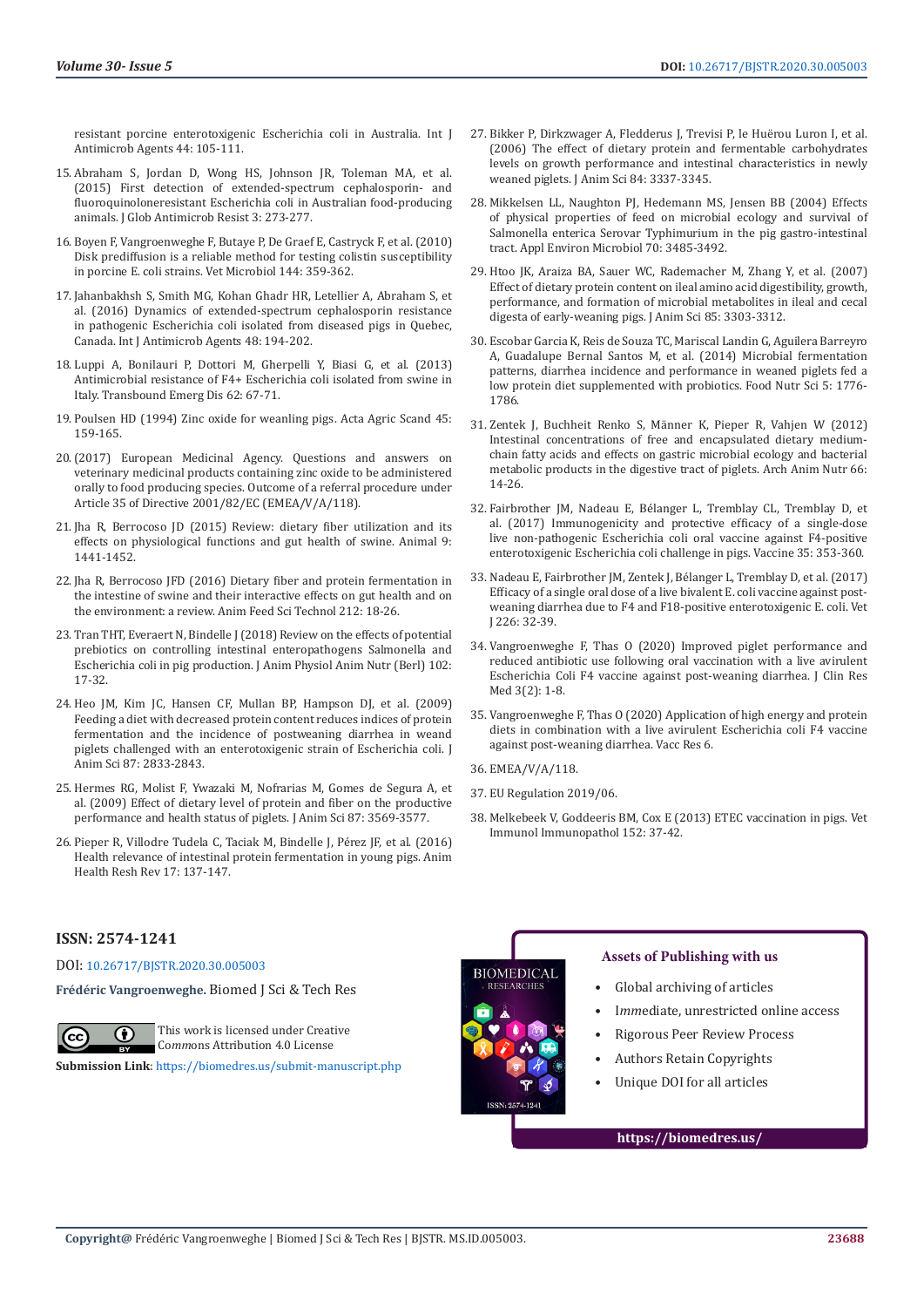resistant porcine enterotoxigenic Escherichia coli in Australia. Int J Antimicrob Agents 44: 105-111.

15. Abraham S, Jordan D, Wong HS, Johnson JR, Toleman MA, et al. (2015) First detection of extended-spectrum cephalosporin- and fluoroquinoloneresistant Escherichia coli in Australian food-producing animals. J Glob Antimicrob Resist 3: 273-277.
16. Boyen F, Vangroenweghe F, Butaye P, De Graef E, Castryck F, et al. (2010) Disk prediffusion is a reliable method for testing colistin susceptibility in porcine E. coli strains. Vet Microbiol 144: 359-362.
17. Jahanbakhsh S, Smith MG, Kohan Ghadr HR, Letellier A, Abraham S, et al. (2016) Dynamics of extended-spectrum cephalosporin resistance in pathogenic Escherichia coli isolated from diseased pigs in Quebec, Canada. Int J Antimicrob Agents 48: 194-202.
18. Luppi A, Bonilauri P, Dottori M, Gherpelli Y, Biasi G, et al. (2013) Antimicrobial resistance of F4+ Escherichia coli isolated from swine in Italy. Transbound Emerg Dis 62: 67-71.
19. Poulsen HD (1994) Zinc oxide for weanling pigs. Acta Agric Scand 45: 159-165.
20. (2017) European Medicinal Agency. Questions and answers on veterinary medicinal products containing zinc oxide to be administered orally to food producing species. Outcome of a referral procedure under Article 35 of Directive 2001/82/EC (EMEA/V/A/118).
21. Jha R, Berrocoso JD (2015) Review: dietary fiber utilization and its effects on physiological functions and gut health of swine. Animal 9: 1441-1452.
22. Jha R, Berrocoso JFD (2016) Dietary fiber and protein fermentation in the intestine of swine and their interactive effects on gut health and on the environment: a review. Anim Feed Sci Technol 212: 18-26.
23. Tran THT, Everaert N, Bindelle J (2018) Review on the effects of potential prebiotics on controlling intestinal enteropathogens Salmonella and Escherichia coli in pig production. J Anim Physiol Anim Nutr (Berl) 102: 17-32.
24. Heo JM, Kim JC, Hansen CF, Mullan BP, Hampson DJ, et al. (2009) Feeding a diet with decreased protein content reduces indices of protein fermentation and the incidence of postweaning diarrhea in weand piglets challenged with an enterotoxigenic strain of Escherichia coli. J Anim Sci 87: 2833-2843.
25. Hermes RG, Molist F, Ywazaki M, Nofrarias M, Gomes de Segura A, et al. (2009) Effect of dietary level of protein and fiber on the productive performance and health status of piglets. J Anim Sci 87: 3569-3577.
26. Pieper R, Villodre Tudela C, Taciak M, Bindelle J, Pérez JF, et al. (2016) Health relevance of intestinal protein fermentation in young pigs. Anim Health Resh Rev 17: 137-147.
27. Bikker P, Dirkzwager A, Fledderus J, Trevisi P, le Huërou Luron I, et al. (2006) The effect of dietary protein and fermentable carbohydrates levels on growth performance and intestinal characteristics in newly weaned piglets. J Anim Sci 84: 3337-3345.
28. Mikkelsen LL, Naughton PJ, Hedemann MS, Jensen BB (2004) Effects of physical properties of feed on microbial ecology and survival of Salmonella enterica Serovar Typhimurium in the pig gastro-intestinal tract. Appl Environ Microbiol 70: 3485-3492.
29. Htoo JK, Araiza BA, Sauer WC, Rademacher M, Zhang Y, et al. (2007) Effect of dietary protein content on ileal amino acid digestibility, growth, performance, and formation of microbial metabolites in ileal and cecal digesta of early-weaning pigs. J Anim Sci 85: 3303-3312.
30. Escobar Garcia K, Reis de Souza TC, Mariscal Landin G, Aguilera Barreyro A, Guadalupe Bernal Santos M, et al. (2014) Microbial fermentation patterns, diarrhea incidence and performance in weaned piglets fed a low protein diet supplemented with probiotics. Food Nutr Sci 5: 1776-1786.
31. Zentek J, Buchheit Renko S, Männer K, Pieper R, Vahjen W (2012) Intestinal concentrations of free and encapsulated dietary medium-chain fatty acids and effects on gastric microbial ecology and bacterial metabolic products in the digestive tract of piglets. Arch Anim Nutr 66: 14-26.
32. Fairbrother JM, Nadeau E, Bélanger L, Tremblay CL, Tremblay D, et al. (2017) Immunogenicity and protective efficacy of a single-dose live non-pathogenic Escherichia coli oral vaccine against F4-positive enterotoxigenic Escherichia coli challenge in pigs. Vaccine 35: 353-360.
33. Nadeau E, Fairbrother JM, Zentek J, Bélanger L, Tremblay D, et al. (2017) Efficacy of a single oral dose of a live bivalent E. coli vaccine against post-weaning diarrhea due to F4 and F18-positive enterotoxigenic E. coli. Vet J 226: 32-39.
34. Vangroenweghe F, Thas O (2020) Improved piglet performance and reduced antibiotic use following oral vaccination with a live avirulent Escherichia Coli F4 vaccine against post-weaning diarrhea. J Clin Res Med 3(2): 1-8.
35. Vangroenweghe F, Thas O (2020) Application of high energy and protein diets in combination with a live avirulent Escherichia coli F4 vaccine against post-weaning diarrhea. Vacc Res 6.
36. EMEA/V/A/118.
37. EU Regulation 2019/06.
38. Melkebeek V, Goddeeris BM, Cox E (2013) ETEC vaccination in pigs. Vet Immunol Immunopathol 152: 37-42.

**ISSN: 2574-1241**

DOI: 10.26717/BJSTR.2020.30.005003

**Frédéric Vangroenweghe.** Biomed J Sci & Tech Res

This work is licensed under Creative Commons Attribution 4.0 License

**Submission Link**: https://biomedres.us/submit-manuscript.php

**Assets of Publishing with us**

- Global archiving of articles
- Immediate, unrestricted online access
- Rigorous Peer Review Process
- Authors Retain Copyrights
- Unique DOI for all articles

**https://biomedres.us/**